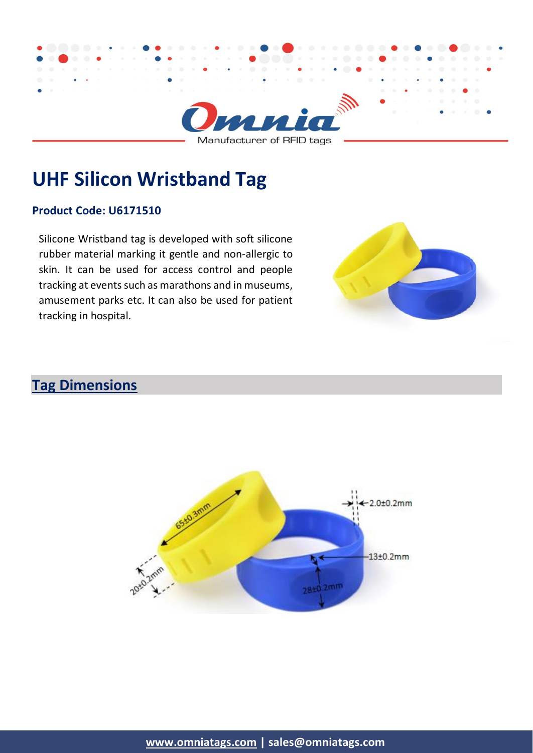# UHF Silicon Wristband Tag

**Product Code: U6171510**

Silicone Wristband tag is developed with soft silicone rubber material marking it gentle and non-allergic to skin. It can be used for access control and people tracking at events such as marathons and in museums, amusement parks etc. It can also be used for patient tracking in hospital.

## Tag Dimensions

**www.omniatags.com | sales@omniatags.com**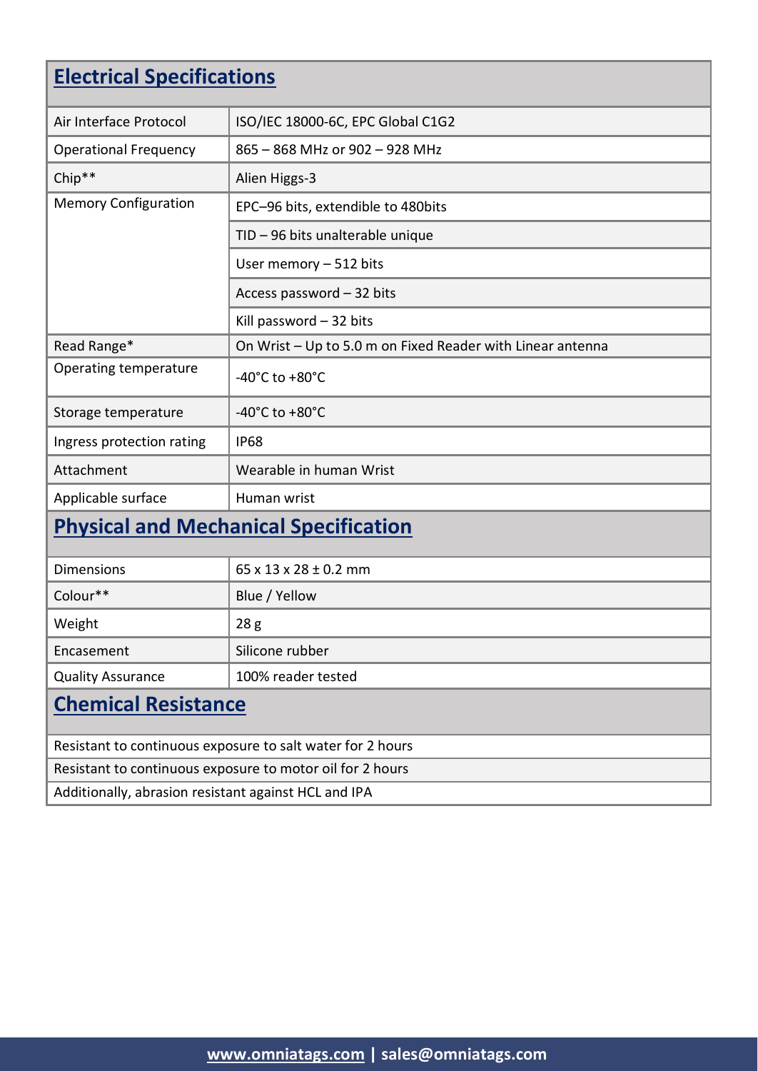## Electrical Specifications

| | |
|---|---|
| Air Interface Protocol | ISO/IEC 18000-6C, EPC Global C1G2 |
| Operational Frequency | 865 – 868 MHz or 902 – 928 MHz |
| Chip** | Alien Higgs-3 |
| Memory Configuration | EPC–96 bits, extendible to 480bits |
| | TID – 96 bits unalterable unique |
| | User memory – 512 bits |
| | Access password – 32 bits |
| | Kill password – 32 bits |
| Read Range* | On Wrist – Up to 5.0 m on Fixed Reader with Linear antenna |
| Operating temperature | -40°C to +80°C |
| Storage temperature | -40°C to +80°C |
| Ingress protection rating | IP68 |
| Attachment | Wearable in human Wrist |
| Applicable surface | Human wrist |

## Physical and Mechanical Specification

| | |
|---|---|
| Dimensions | 65 x 13 x 28 ± 0.2 mm |
| Colour** | Blue / Yellow |
| Weight | 28 g |
| Encasement | Silicone rubber |
| Quality Assurance | 100% reader tested |

## Chemical Resistance

Resistant to continuous exposure to salt water for 2 hours

Resistant to continuous exposure to motor oil for 2 hours

Additionally, abrasion resistant against HCL and IPA

www.omniatags.com | sales@omniatags.com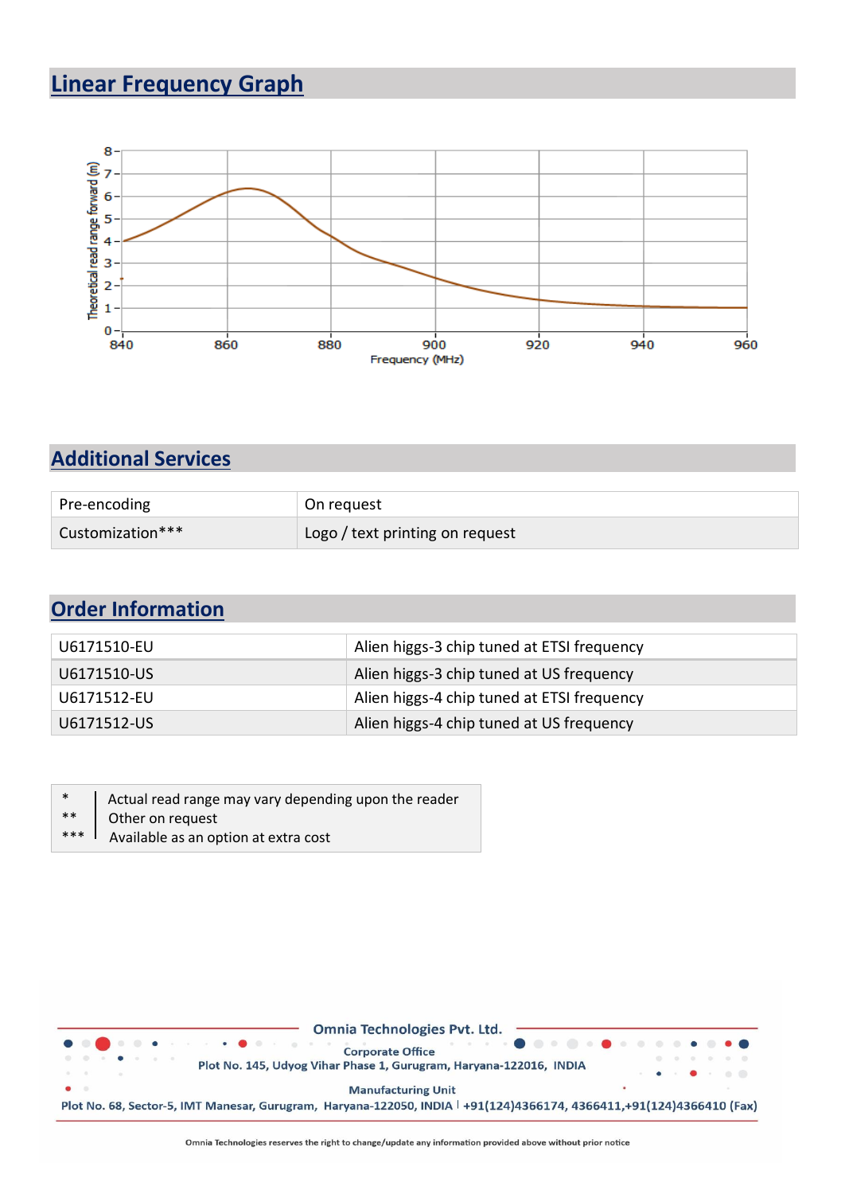## Linear Frequency Graph

Theoretical read range forward (m)

8
7
6
5
4
3
2
1
0

840 860 880 900 920 940 960

Frequency (MHz)

## Additional Services

| | |
|---|---|
| Pre-encoding | On request |
| Customization*** | Logo / text printing on request |

## Order Information

| | |
|---|---|
| U6171510-EU | Alien higgs-3 chip tuned at ETSI frequency |
| U6171510-US | Alien higgs-3 chip tuned at US frequency |
| U6171512-EU | Alien higgs-4 chip tuned at ETSI frequency |
| U6171512-US | Alien higgs-4 chip tuned at US frequency |

| | |
|---|---|
| * | Actual read range may vary depending upon the reader |
| ** | Other on request |
| *** | Available as an option at extra cost |

**Omnia Technologies Pvt. Ltd.**

Corporate Office

Plot No. 145, Udyog Vihar Phase 1, Gurugram, Haryana-122016, INDIA

Manufacturing Unit

Plot No. 68, Sector-5, IMT Manesar, Gurugram, Haryana-122050, INDIA | +91(124)4366174, 4366411,+91(124)4366410 (Fax)

Omnia Technologies reserves the right to change/update any information provided above without prior notice